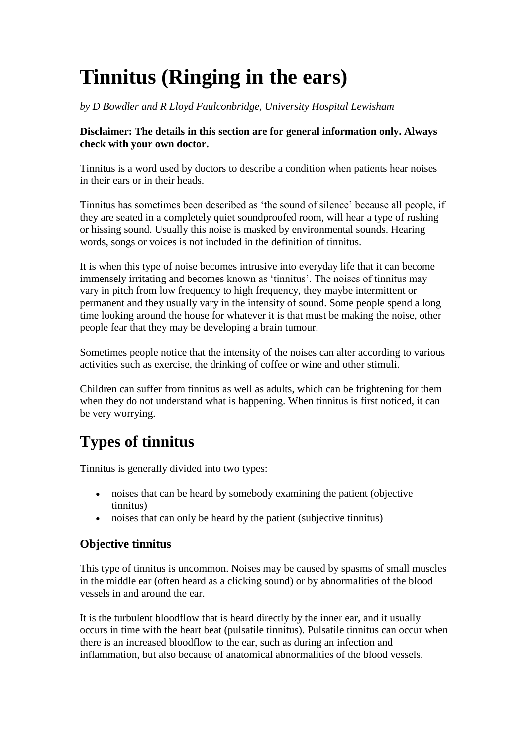# Tinnitus (Ringing in the ears)

*by D Bowdler and R Lloyd Faulconbridge, University Hospital Lewisham*

**Disclaimer: The details in this section are for general information only. Always check with your own doctor.**

Tinnitus is a word used by doctors to describe a condition when patients hear noises in their ears or in their heads.

Tinnitus has sometimes been described as 'the sound of silence' because all people, if they are seated in a completely quiet soundproofed room, will hear a type of rushing or hissing sound. Usually this noise is masked by environmental sounds. Hearing words, songs or voices is not included in the definition of tinnitus.

It is when this type of noise becomes intrusive into everyday life that it can become immensely irritating and becomes known as 'tinnitus'. The noises of tinnitus may vary in pitch from low frequency to high frequency, they maybe intermittent or permanent and they usually vary in the intensity of sound. Some people spend a long time looking around the house for whatever it is that must be making the noise, other people fear that they may be developing a brain tumour.

Sometimes people notice that the intensity of the noises can alter according to various activities such as exercise, the drinking of coffee or wine and other stimuli.

Children can suffer from tinnitus as well as adults, which can be frightening for them when they do not understand what is happening. When tinnitus is first noticed, it can be very worrying.

## Types of tinnitus

Tinnitus is generally divided into two types:

- noises that can be heard by somebody examining the patient (objective tinnitus)
- noises that can only be heard by the patient (subjective tinnitus)

### Objective tinnitus

This type of tinnitus is uncommon. Noises may be caused by spasms of small muscles in the middle ear (often heard as a clicking sound) or by abnormalities of the blood vessels in and around the ear.

It is the turbulent bloodflow that is heard directly by the inner ear, and it usually occurs in time with the heart beat (pulsatile tinnitus). Pulsatile tinnitus can occur when there is an increased bloodflow to the ear, such as during an infection and inflammation, but also because of anatomical abnormalities of the blood vessels.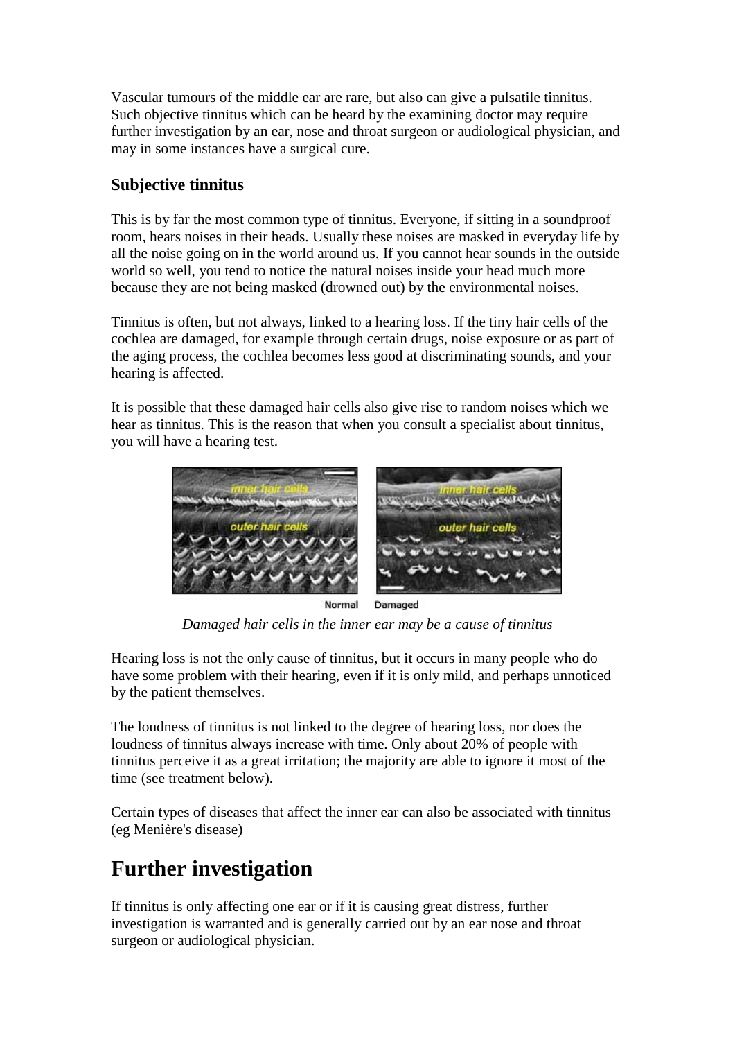Vascular tumours of the middle ear are rare, but also can give a pulsatile tinnitus. Such objective tinnitus which can be heard by the examining doctor may require further investigation by an ear, nose and throat surgeon or audiological physician, and may in some instances have a surgical cure.

### Subjective tinnitus

This is by far the most common type of tinnitus. Everyone, if sitting in a soundproof room, hears noises in their heads. Usually these noises are masked in everyday life by all the noise going on in the world around us. If you cannot hear sounds in the outside world so well, you tend to notice the natural noises inside your head much more because they are not being masked (drowned out) by the environmental noises.

Tinnitus is often, but not always, linked to a hearing loss. If the tiny hair cells of the cochlea are damaged, for example through certain drugs, noise exposure or as part of the aging process, the cochlea becomes less good at discriminating sounds, and your hearing is affected.

It is possible that these damaged hair cells also give rise to random noises which we hear as tinnitus. This is the reason that when you consult a specialist about tinnitus, you will have a hearing test.

Normal Damaged

*Damaged hair cells in the inner ear may be a cause of tinnitus*

Hearing loss is not the only cause of tinnitus, but it occurs in many people who do have some problem with their hearing, even if it is only mild, and perhaps unnoticed by the patient themselves.

The loudness of tinnitus is not linked to the degree of hearing loss, nor does the loudness of tinnitus always increase with time. Only about 20% of people with tinnitus perceive it as a great irritation; the majority are able to ignore it most of the time (see treatment below).

Certain types of diseases that affect the inner ear can also be associated with tinnitus (eg Menière's disease)

## Further investigation

If tinnitus is only affecting one ear or if it is causing great distress, further investigation is warranted and is generally carried out by an ear nose and throat surgeon or audiological physician.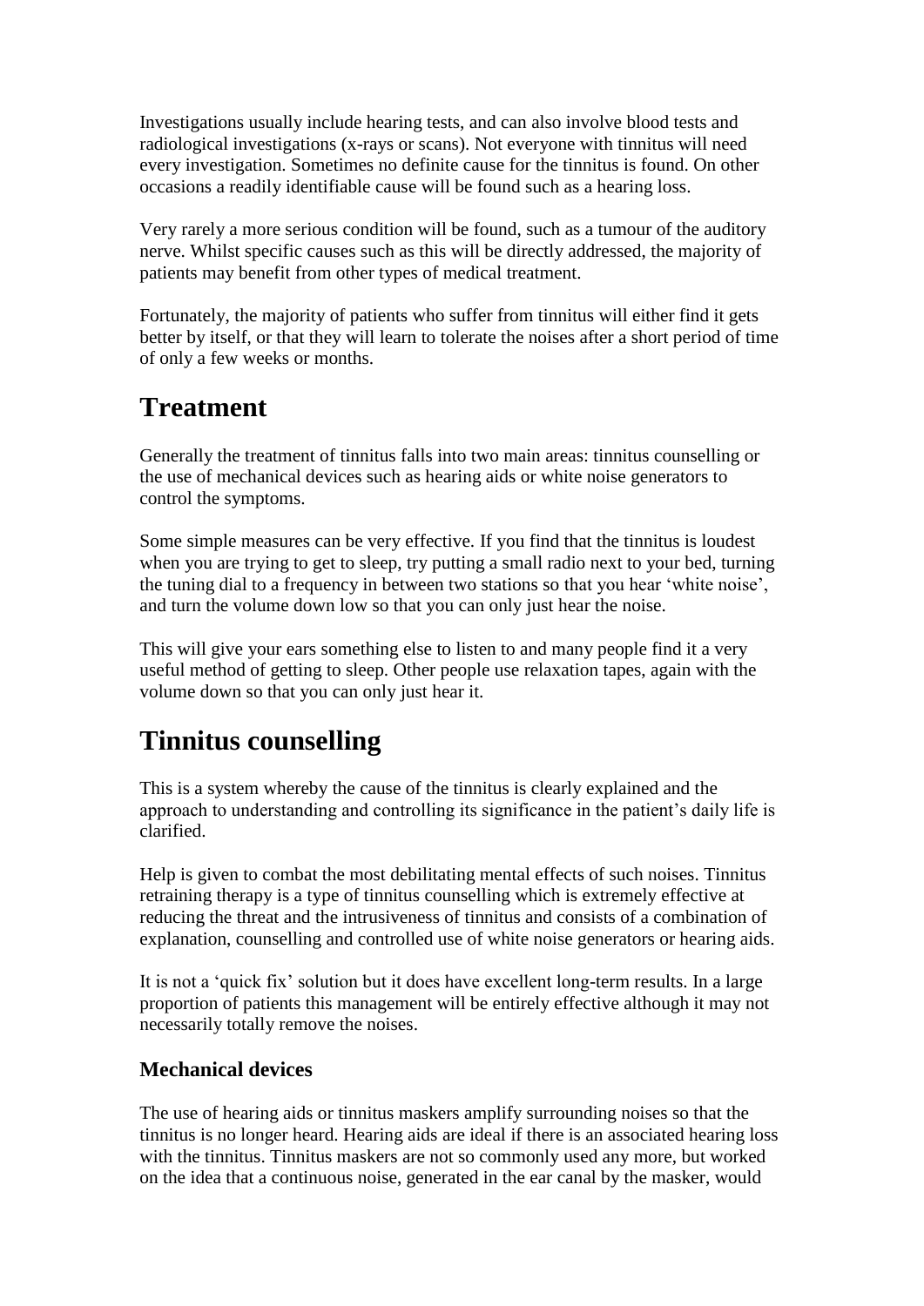Investigations usually include hearing tests, and can also involve blood tests and radiological investigations (x-rays or scans). Not everyone with tinnitus will need every investigation. Sometimes no definite cause for the tinnitus is found. On other occasions a readily identifiable cause will be found such as a hearing loss.

Very rarely a more serious condition will be found, such as a tumour of the auditory nerve. Whilst specific causes such as this will be directly addressed, the majority of patients may benefit from other types of medical treatment.

Fortunately, the majority of patients who suffer from tinnitus will either find it gets better by itself, or that they will learn to tolerate the noises after a short period of time of only a few weeks or months.

## Treatment

Generally the treatment of tinnitus falls into two main areas: tinnitus counselling or the use of mechanical devices such as hearing aids or white noise generators to control the symptoms.

Some simple measures can be very effective. If you find that the tinnitus is loudest when you are trying to get to sleep, try putting a small radio next to your bed, turning the tuning dial to a frequency in between two stations so that you hear 'white noise', and turn the volume down low so that you can only just hear the noise.

This will give your ears something else to listen to and many people find it a very useful method of getting to sleep. Other people use relaxation tapes, again with the volume down so that you can only just hear it.

## Tinnitus counselling

This is a system whereby the cause of the tinnitus is clearly explained and the approach to understanding and controlling its significance in the patient's daily life is clarified.

Help is given to combat the most debilitating mental effects of such noises. Tinnitus retraining therapy is a type of tinnitus counselling which is extremely effective at reducing the threat and the intrusiveness of tinnitus and consists of a combination of explanation, counselling and controlled use of white noise generators or hearing aids.

It is not a 'quick fix' solution but it does have excellent long-term results. In a large proportion of patients this management will be entirely effective although it may not necessarily totally remove the noises.

### Mechanical devices

The use of hearing aids or tinnitus maskers amplify surrounding noises so that the tinnitus is no longer heard. Hearing aids are ideal if there is an associated hearing loss with the tinnitus. Tinnitus maskers are not so commonly used any more, but worked on the idea that a continuous noise, generated in the ear canal by the masker, would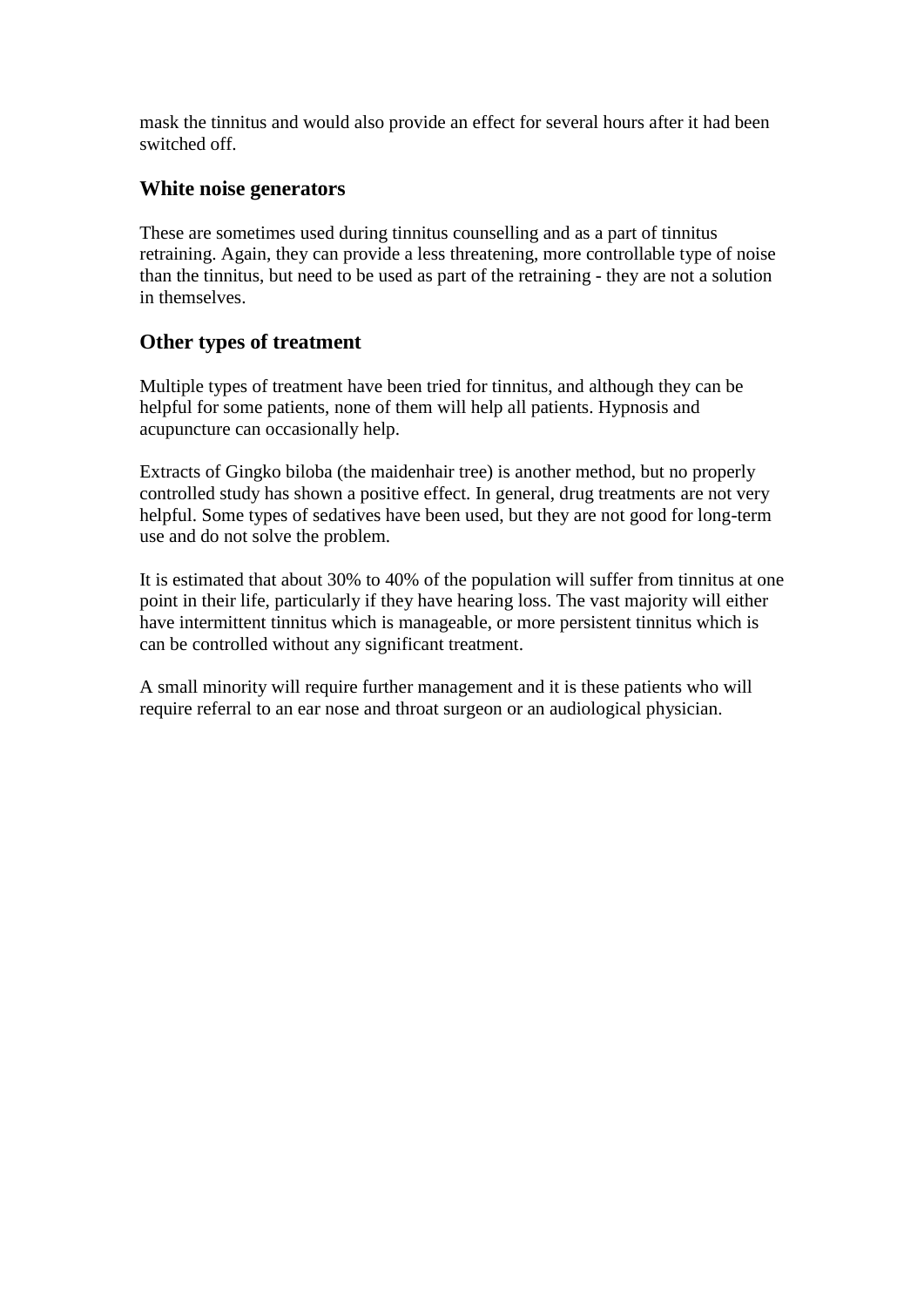mask the tinnitus and would also provide an effect for several hours after it had been switched off.

## White noise generators

These are sometimes used during tinnitus counselling and as a part of tinnitus retraining. Again, they can provide a less threatening, more controllable type of noise than the tinnitus, but need to be used as part of the retraining - they are not a solution in themselves.

## Other types of treatment

Multiple types of treatment have been tried for tinnitus, and although they can be helpful for some patients, none of them will help all patients. Hypnosis and acupuncture can occasionally help.

Extracts of Gingko biloba (the maidenhair tree) is another method, but no properly controlled study has shown a positive effect. In general, drug treatments are not very helpful. Some types of sedatives have been used, but they are not good for long-term use and do not solve the problem.

It is estimated that about 30% to 40% of the population will suffer from tinnitus at one point in their life, particularly if they have hearing loss. The vast majority will either have intermittent tinnitus which is manageable, or more persistent tinnitus which is can be controlled without any significant treatment.

A small minority will require further management and it is these patients who will require referral to an ear nose and throat surgeon or an audiological physician.